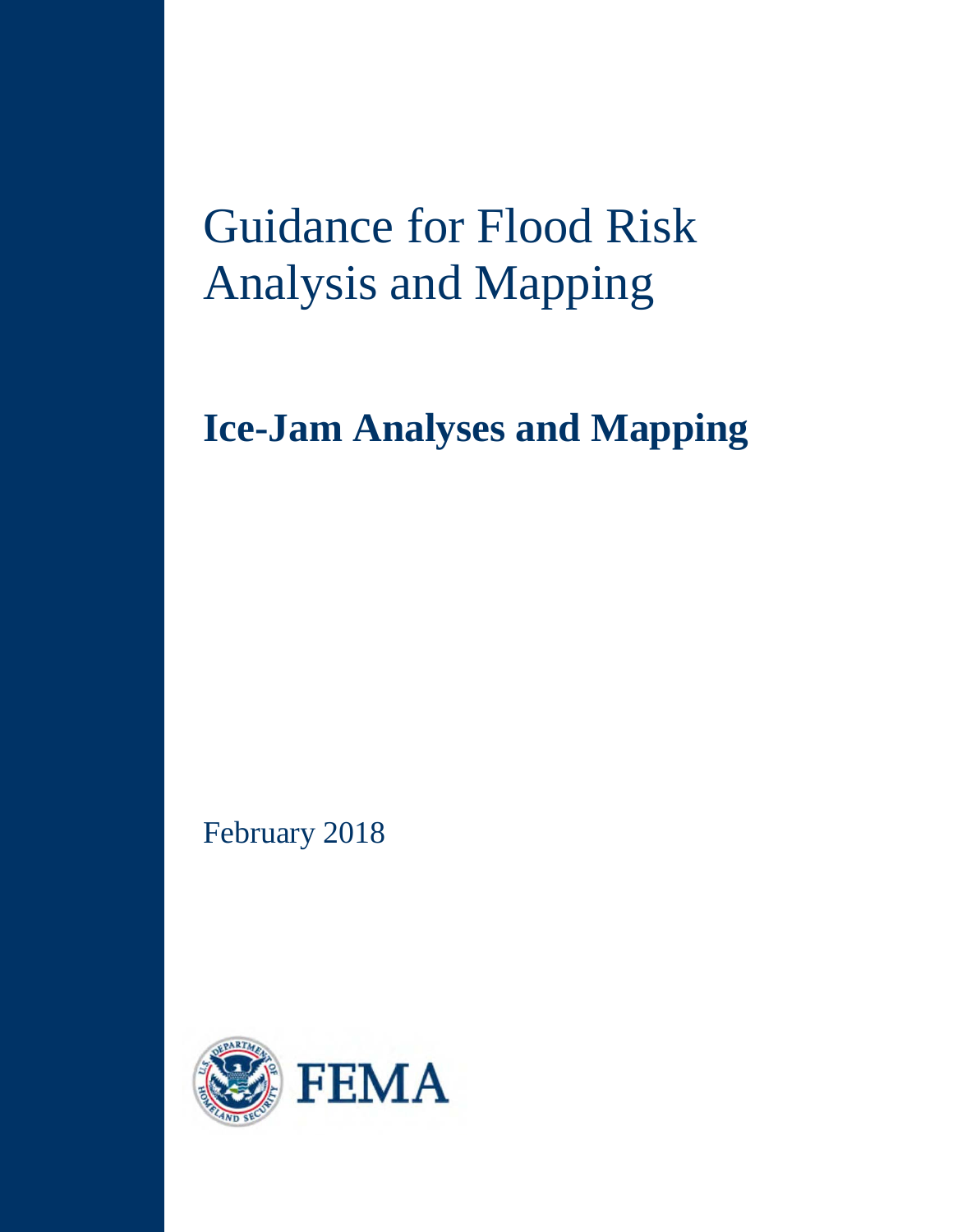# Guidance for Flood Risk Analysis and Mapping

## Ice-Jam Analyses and Mapping

February 2018

FEMA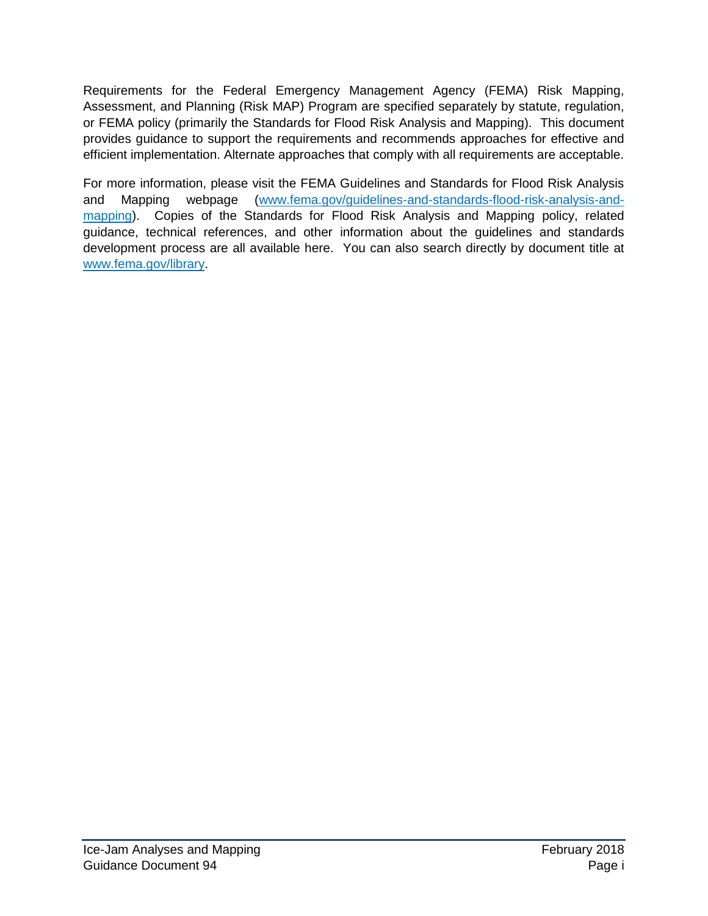Requirements for the Federal Emergency Management Agency (FEMA) Risk Mapping, Assessment, and Planning (Risk MAP) Program are specified separately by statute, regulation, or FEMA policy (primarily the Standards for Flood Risk Analysis and Mapping). This document provides guidance to support the requirements and recommends approaches for effective and efficient implementation. Alternate approaches that comply with all requirements are acceptable.

For more information, please visit the FEMA Guidelines and Standards for Flood Risk Analysis and Mapping webpage ([www.fema.gov/guidelines-and-standards-flood-risk-analysis-and-mapping](www.fema.gov/guidelines-and-standards-flood-risk-analysis-and-mapping)). Copies of the Standards for Flood Risk Analysis and Mapping policy, related guidance, technical references, and other information about the guidelines and standards development process are all available here. You can also search directly by document title at [www.fema.gov/library](www.fema.gov/library).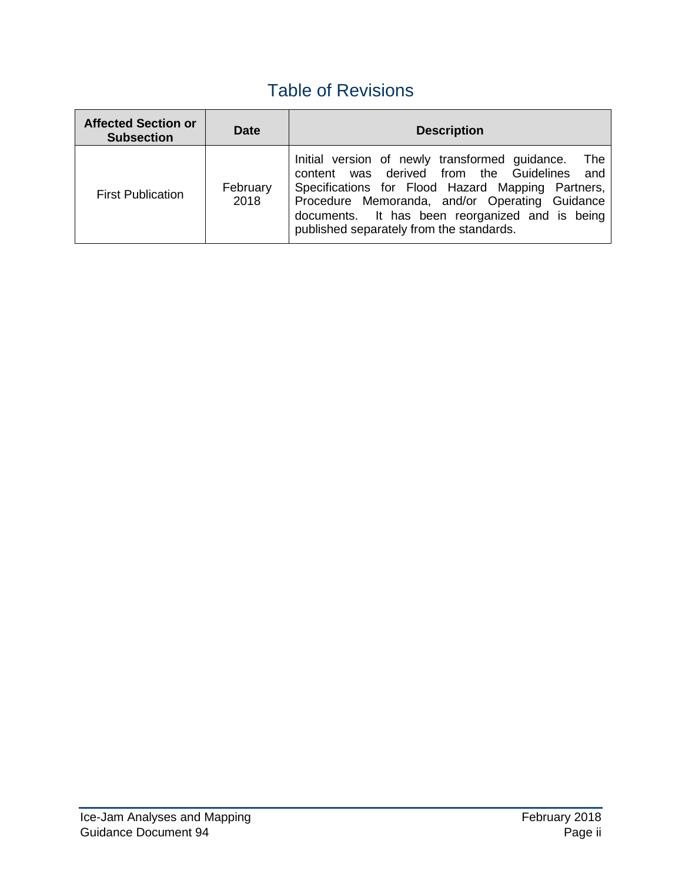# Table of Revisions

| Affected Section or Subsection | Date | Description |
|---|---|---|
| First Publication | February 2018 | Initial version of newly transformed guidance. The content was derived from the Guidelines and Specifications for Flood Hazard Mapping Partners, Procedure Memoranda, and/or Operating Guidance documents. It has been reorganized and is being published separately from the standards. |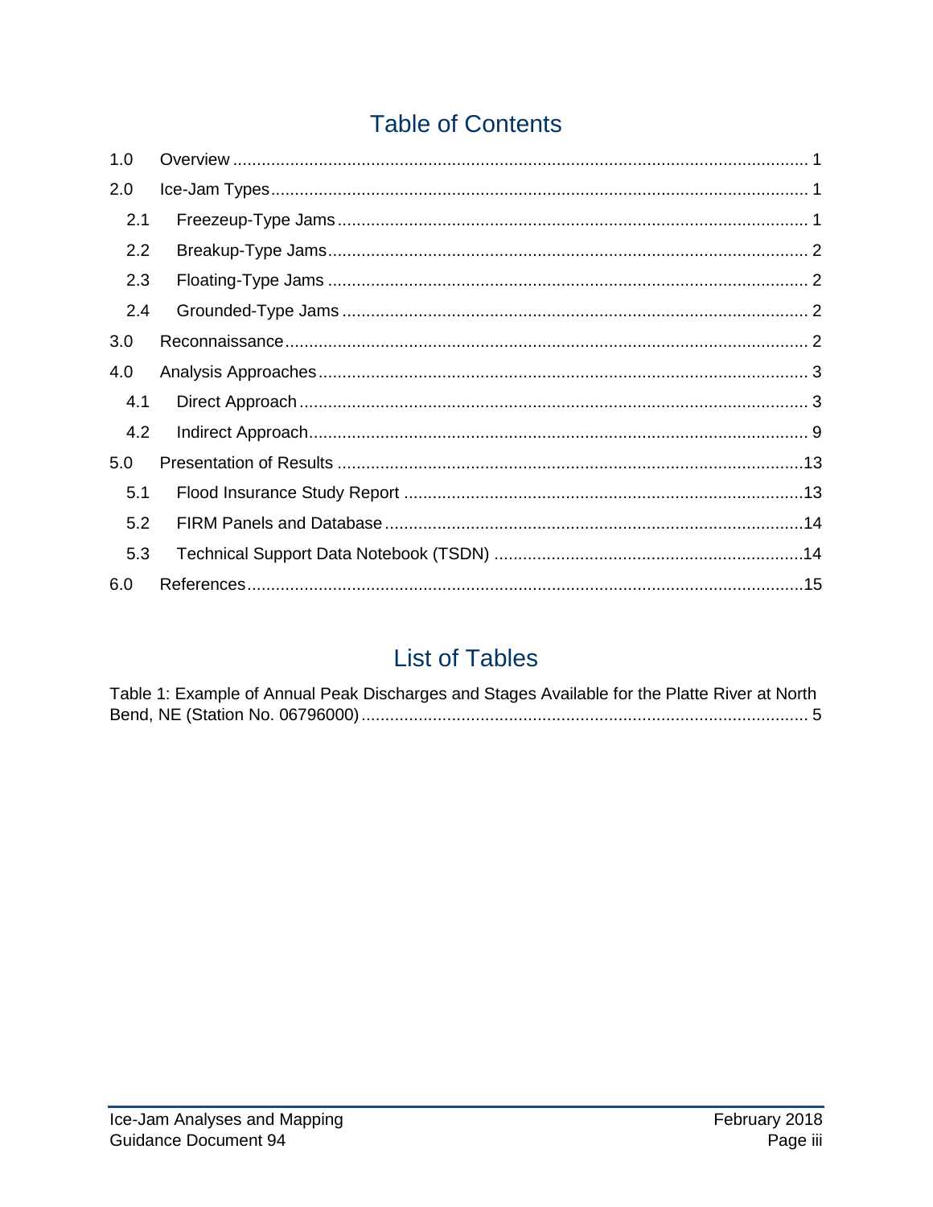# Table of Contents

1.0 Overview ........................................................................................................... 1

2.0 Ice-Jam Types ................................................................................................... 1

- 2.1 Freezeup-Type Jams ...................................................................................... 1
- 2.2 Breakup-Type Jams ........................................................................................ 2
- 2.3 Floating-Type Jams ........................................................................................ 2
- 2.4 Grounded-Type Jams ..................................................................................... 2

3.0 Reconnaissance ................................................................................................. 2

4.0 Analysis Approaches ......................................................................................... 3

- 4.1 Direct Approach ............................................................................................. 3
- 4.2 Indirect Approach ........................................................................................... 9

5.0 Presentation of Results .................................................................................... 13

- 5.1 Flood Insurance Study Report ...................................................................... 13
- 5.2 FIRM Panels and Database .......................................................................... 14
- 5.3 Technical Support Data Notebook (TSDN) ................................................... 14

6.0 References ...................................................................................................... 15

# List of Tables

Table 1: Example of Annual Peak Discharges and Stages Available for the Platte River at North Bend, NE (Station No. 06796000) ............................................................................................. 5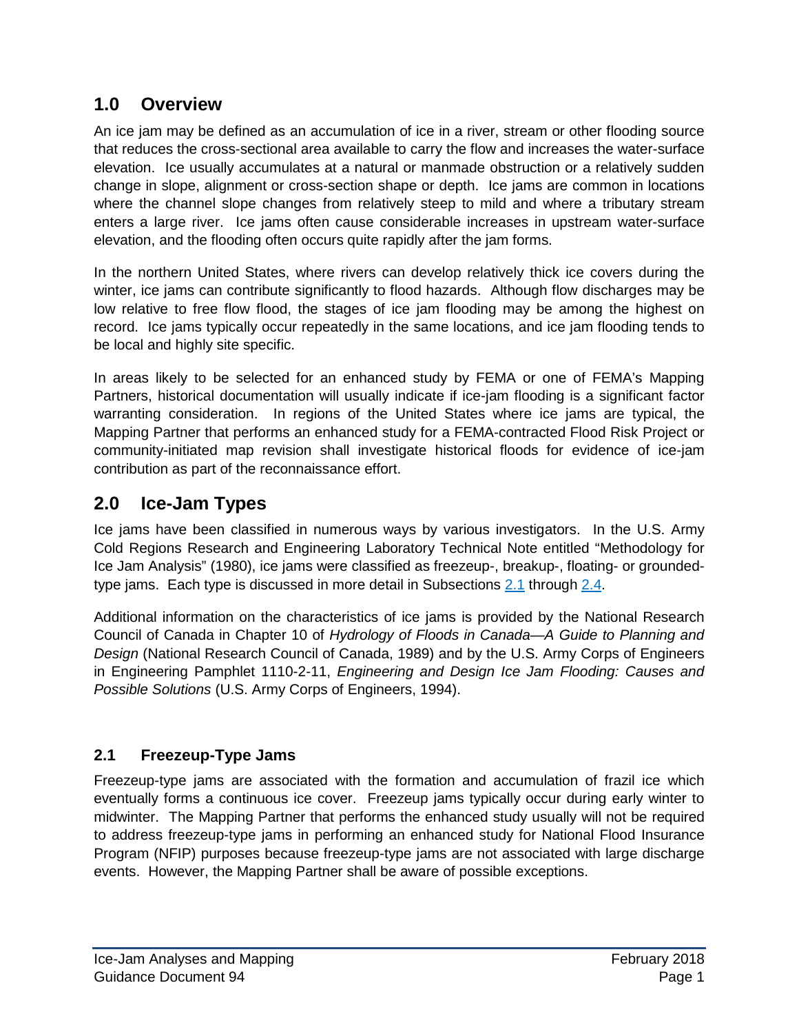## 1.0 Overview

An ice jam may be defined as an accumulation of ice in a river, stream or other flooding source that reduces the cross-sectional area available to carry the flow and increases the water-surface elevation. Ice usually accumulates at a natural or manmade obstruction or a relatively sudden change in slope, alignment or cross-section shape or depth. Ice jams are common in locations where the channel slope changes from relatively steep to mild and where a tributary stream enters a large river. Ice jams often cause considerable increases in upstream water-surface elevation, and the flooding often occurs quite rapidly after the jam forms.

In the northern United States, where rivers can develop relatively thick ice covers during the winter, ice jams can contribute significantly to flood hazards. Although flow discharges may be low relative to free flow flood, the stages of ice jam flooding may be among the highest on record. Ice jams typically occur repeatedly in the same locations, and ice jam flooding tends to be local and highly site specific.

In areas likely to be selected for an enhanced study by FEMA or one of FEMA's Mapping Partners, historical documentation will usually indicate if ice-jam flooding is a significant factor warranting consideration. In regions of the United States where ice jams are typical, the Mapping Partner that performs an enhanced study for a FEMA-contracted Flood Risk Project or community-initiated map revision shall investigate historical floods for evidence of ice-jam contribution as part of the reconnaissance effort.

## 2.0 Ice-Jam Types

Ice jams have been classified in numerous ways by various investigators. In the U.S. Army Cold Regions Research and Engineering Laboratory Technical Note entitled "Methodology for Ice Jam Analysis" (1980), ice jams were classified as freezeup-, breakup-, floating- or grounded-type jams. Each type is discussed in more detail in Subsections 2.1 through 2.4.

Additional information on the characteristics of ice jams is provided by the National Research Council of Canada in Chapter 10 of *Hydrology of Floods in Canada—A Guide to Planning and Design* (National Research Council of Canada, 1989) and by the U.S. Army Corps of Engineers in Engineering Pamphlet 1110-2-11, *Engineering and Design Ice Jam Flooding: Causes and Possible Solutions* (U.S. Army Corps of Engineers, 1994).

### 2.1 Freezeup-Type Jams

Freezeup-type jams are associated with the formation and accumulation of frazil ice which eventually forms a continuous ice cover. Freezeup jams typically occur during early winter to midwinter. The Mapping Partner that performs the enhanced study usually will not be required to address freezeup-type jams in performing an enhanced study for National Flood Insurance Program (NFIP) purposes because freezeup-type jams are not associated with large discharge events. However, the Mapping Partner shall be aware of possible exceptions.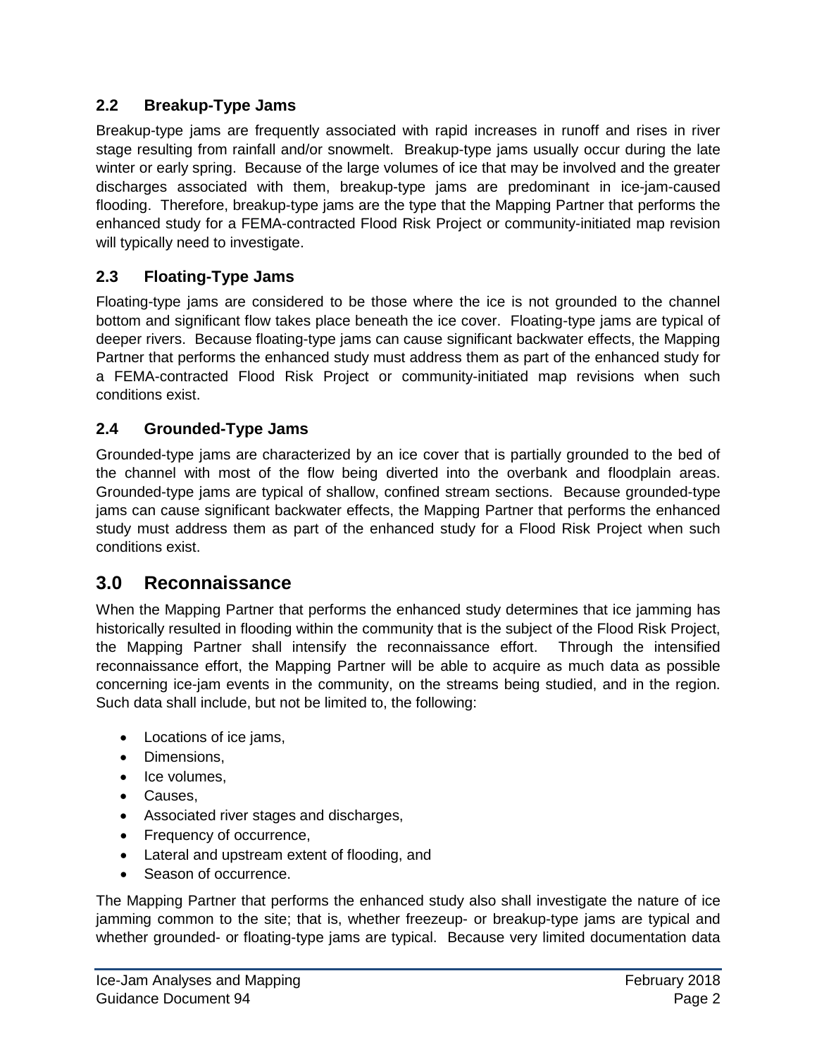### 2.2 Breakup-Type Jams

Breakup-type jams are frequently associated with rapid increases in runoff and rises in river stage resulting from rainfall and/or snowmelt. Breakup-type jams usually occur during the late winter or early spring. Because of the large volumes of ice that may be involved and the greater discharges associated with them, breakup-type jams are predominant in ice-jam-caused flooding. Therefore, breakup-type jams are the type that the Mapping Partner that performs the enhanced study for a FEMA-contracted Flood Risk Project or community-initiated map revision will typically need to investigate.

### 2.3 Floating-Type Jams

Floating-type jams are considered to be those where the ice is not grounded to the channel bottom and significant flow takes place beneath the ice cover. Floating-type jams are typical of deeper rivers. Because floating-type jams can cause significant backwater effects, the Mapping Partner that performs the enhanced study must address them as part of the enhanced study for a FEMA-contracted Flood Risk Project or community-initiated map revisions when such conditions exist.

### 2.4 Grounded-Type Jams

Grounded-type jams are characterized by an ice cover that is partially grounded to the bed of the channel with most of the flow being diverted into the overbank and floodplain areas. Grounded-type jams are typical of shallow, confined stream sections. Because grounded-type jams can cause significant backwater effects, the Mapping Partner that performs the enhanced study must address them as part of the enhanced study for a Flood Risk Project when such conditions exist.

## 3.0 Reconnaissance

When the Mapping Partner that performs the enhanced study determines that ice jamming has historically resulted in flooding within the community that is the subject of the Flood Risk Project, the Mapping Partner shall intensify the reconnaissance effort. Through the intensified reconnaissance effort, the Mapping Partner will be able to acquire as much data as possible concerning ice-jam events in the community, on the streams being studied, and in the region. Such data shall include, but not be limited to, the following:

- Locations of ice jams,
- Dimensions,
- Ice volumes,
- Causes,
- Associated river stages and discharges,
- Frequency of occurrence,
- Lateral and upstream extent of flooding, and
- Season of occurrence.

The Mapping Partner that performs the enhanced study also shall investigate the nature of ice jamming common to the site; that is, whether freezeup- or breakup-type jams are typical and whether grounded- or floating-type jams are typical. Because very limited documentation data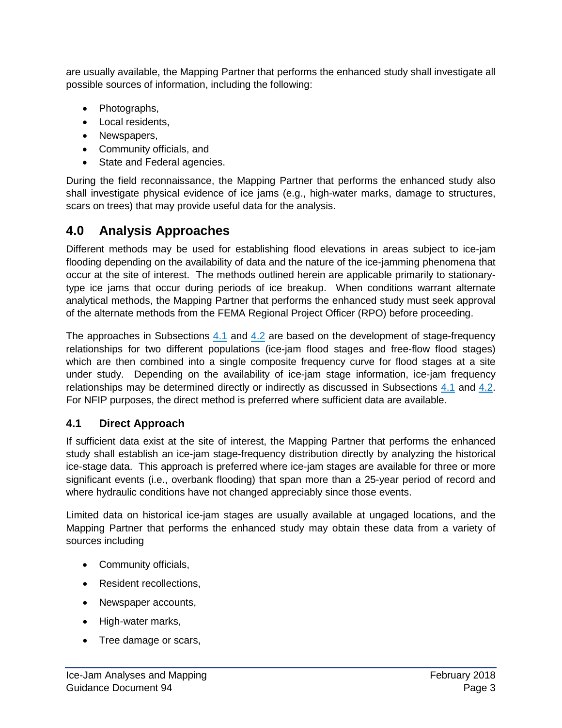are usually available, the Mapping Partner that performs the enhanced study shall investigate all possible sources of information, including the following:

- Photographs,
- Local residents,
- Newspapers,
- Community officials, and
- State and Federal agencies.

During the field reconnaissance, the Mapping Partner that performs the enhanced study also shall investigate physical evidence of ice jams (e.g., high-water marks, damage to structures, scars on trees) that may provide useful data for the analysis.

# 4.0 Analysis Approaches

Different methods may be used for establishing flood elevations in areas subject to ice-jam flooding depending on the availability of data and the nature of the ice-jamming phenomena that occur at the site of interest. The methods outlined herein are applicable primarily to stationary-type ice jams that occur during periods of ice breakup. When conditions warrant alternate analytical methods, the Mapping Partner that performs the enhanced study must seek approval of the alternate methods from the FEMA Regional Project Officer (RPO) before proceeding.

The approaches in Subsections 4.1 and 4.2 are based on the development of stage-frequency relationships for two different populations (ice-jam flood stages and free-flow flood stages) which are then combined into a single composite frequency curve for flood stages at a site under study. Depending on the availability of ice-jam stage information, ice-jam frequency relationships may be determined directly or indirectly as discussed in Subsections 4.1 and 4.2. For NFIP purposes, the direct method is preferred where sufficient data are available.

## 4.1 Direct Approach

If sufficient data exist at the site of interest, the Mapping Partner that performs the enhanced study shall establish an ice-jam stage-frequency distribution directly by analyzing the historical ice-stage data. This approach is preferred where ice-jam stages are available for three or more significant events (i.e., overbank flooding) that span more than a 25-year period of record and where hydraulic conditions have not changed appreciably since those events.

Limited data on historical ice-jam stages are usually available at ungaged locations, and the Mapping Partner that performs the enhanced study may obtain these data from a variety of sources including

- Community officials,
- Resident recollections,
- Newspaper accounts,
- High-water marks,
- Tree damage or scars,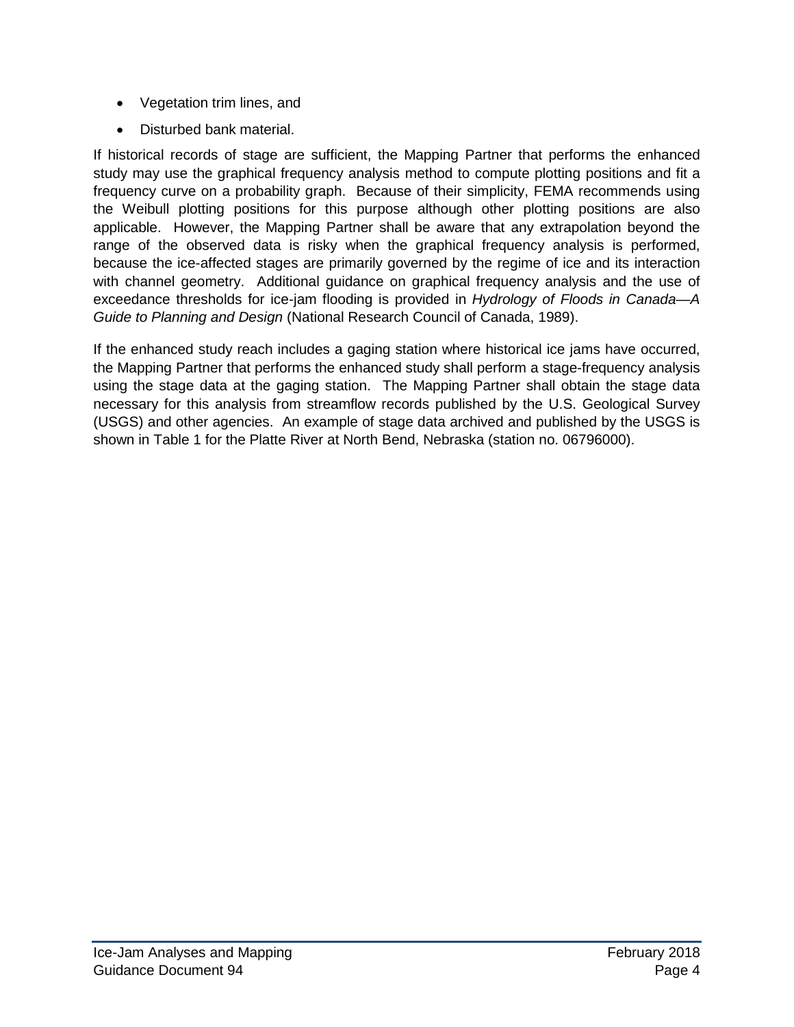- Vegetation trim lines, and
- Disturbed bank material.

If historical records of stage are sufficient, the Mapping Partner that performs the enhanced study may use the graphical frequency analysis method to compute plotting positions and fit a frequency curve on a probability graph. Because of their simplicity, FEMA recommends using the Weibull plotting positions for this purpose although other plotting positions are also applicable. However, the Mapping Partner shall be aware that any extrapolation beyond the range of the observed data is risky when the graphical frequency analysis is performed, because the ice-affected stages are primarily governed by the regime of ice and its interaction with channel geometry. Additional guidance on graphical frequency analysis and the use of exceedance thresholds for ice-jam flooding is provided in *Hydrology of Floods in Canada—A Guide to Planning and Design* (National Research Council of Canada, 1989).

If the enhanced study reach includes a gaging station where historical ice jams have occurred, the Mapping Partner that performs the enhanced study shall perform a stage-frequency analysis using the stage data at the gaging station. The Mapping Partner shall obtain the stage data necessary for this analysis from streamflow records published by the U.S. Geological Survey (USGS) and other agencies. An example of stage data archived and published by the USGS is shown in Table 1 for the Platte River at North Bend, Nebraska (station no. 06796000).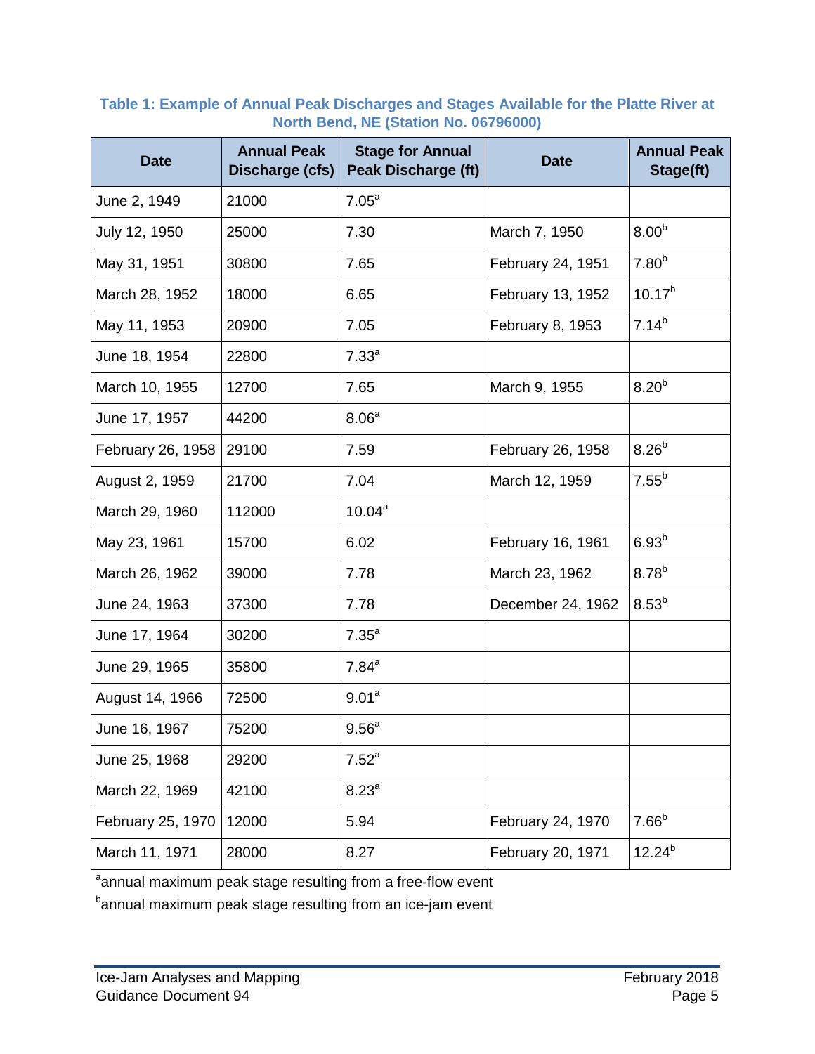**Table 1: Example of Annual Peak Discharges and Stages Available for the Platte River at North Bend, NE (Station No. 06796000)**

| Date | Annual Peak Discharge (cfs) | Stage for Annual Peak Discharge (ft) | Date | Annual Peak Stage(ft) |
|---|---|---|---|---|
| June 2, 1949 | 21000 | 7.05[a] | | |
| July 12, 1950 | 25000 | 7.30 | March 7, 1950 | 8.00[b] |
| May 31, 1951 | 30800 | 7.65 | February 24, 1951 | 7.80[b] |
| March 28, 1952 | 18000 | 6.65 | February 13, 1952 | 10.17[b] |
| May 11, 1953 | 20900 | 7.05 | February 8, 1953 | 7.14[b] |
| June 18, 1954 | 22800 | 7.33[a] | | |
| March 10, 1955 | 12700 | 7.65 | March 9, 1955 | 8.20[b] |
| June 17, 1957 | 44200 | 8.06[a] | | |
| February 26, 1958 | 29100 | 7.59 | February 26, 1958 | 8.26[b] |
| August 2, 1959 | 21700 | 7.04 | March 12, 1959 | 7.55[b] |
| March 29, 1960 | 112000 | 10.04[a] | | |
| May 23, 1961 | 15700 | 6.02 | February 16, 1961 | 6.93[b] |
| March 26, 1962 | 39000 | 7.78 | March 23, 1962 | 8.78[b] |
| June 24, 1963 | 37300 | 7.78 | December 24, 1962 | 8.53[b] |
| June 17, 1964 | 30200 | 7.35[a] | | |
| June 29, 1965 | 35800 | 7.84[a] | | |
| August 14, 1966 | 72500 | 9.01[a] | | |
| June 16, 1967 | 75200 | 9.56[a] | | |
| June 25, 1968 | 29200 | 7.52[a] | | |
| March 22, 1969 | 42100 | 8.23[a] | | |
| February 25, 1970 | 12000 | 5.94 | February 24, 1970 | 7.66[b] |
| March 11, 1971 | 28000 | 8.27 | February 20, 1971 | 12.24[b] |

[a]annual maximum peak stage resulting from a free-flow event

[b]annual maximum peak stage resulting from an ice-jam event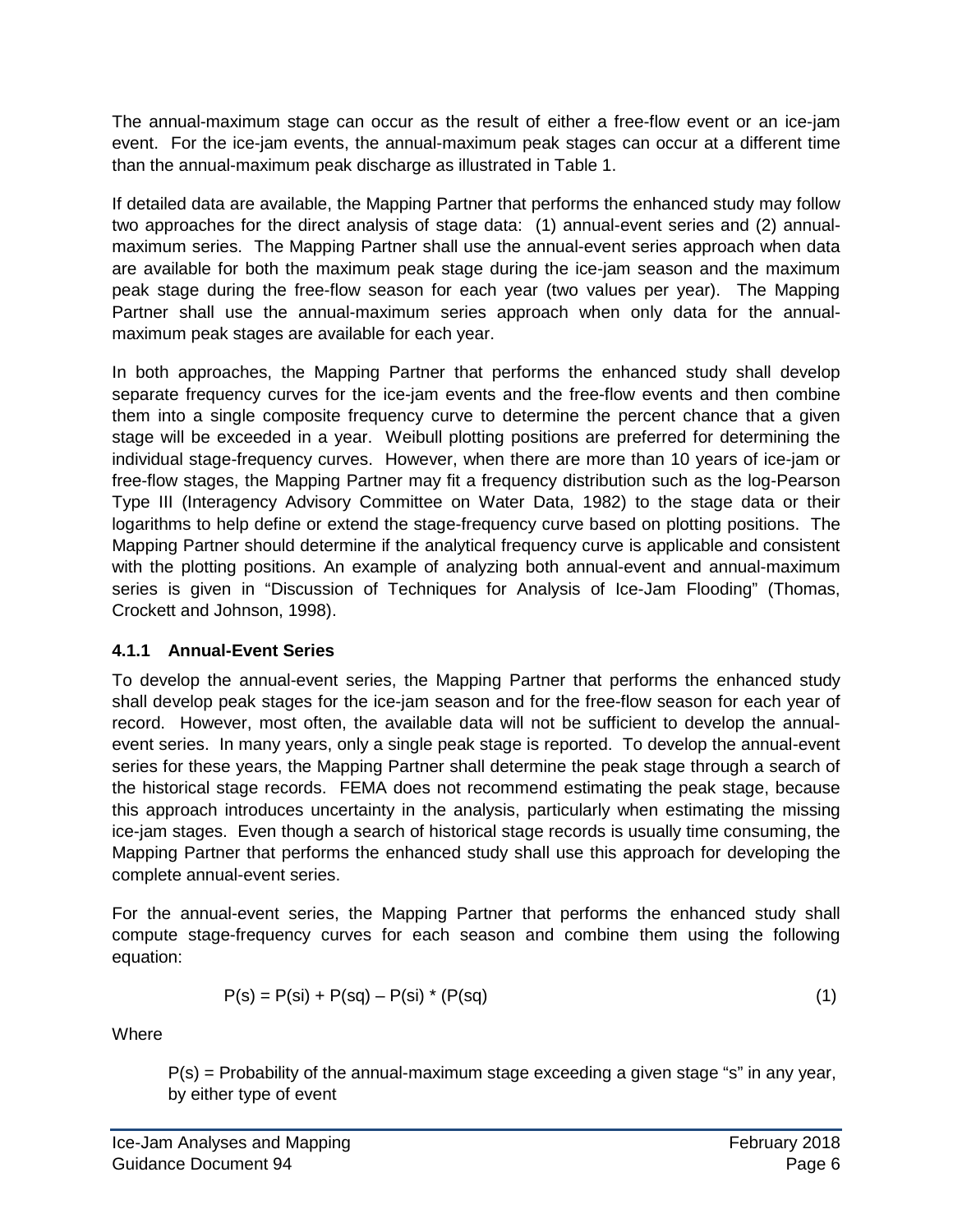The annual-maximum stage can occur as the result of either a free-flow event or an ice-jam event. For the ice-jam events, the annual-maximum peak stages can occur at a different time than the annual-maximum peak discharge as illustrated in Table 1.

If detailed data are available, the Mapping Partner that performs the enhanced study may follow two approaches for the direct analysis of stage data: (1) annual-event series and (2) annual-maximum series. The Mapping Partner shall use the annual-event series approach when data are available for both the maximum peak stage during the ice-jam season and the maximum peak stage during the free-flow season for each year (two values per year). The Mapping Partner shall use the annual-maximum series approach when only data for the annual-maximum peak stages are available for each year.

In both approaches, the Mapping Partner that performs the enhanced study shall develop separate frequency curves for the ice-jam events and the free-flow events and then combine them into a single composite frequency curve to determine the percent chance that a given stage will be exceeded in a year. Weibull plotting positions are preferred for determining the individual stage-frequency curves. However, when there are more than 10 years of ice-jam or free-flow stages, the Mapping Partner may fit a frequency distribution such as the log-Pearson Type III (Interagency Advisory Committee on Water Data, 1982) to the stage data or their logarithms to help define or extend the stage-frequency curve based on plotting positions. The Mapping Partner should determine if the analytical frequency curve is applicable and consistent with the plotting positions. An example of analyzing both annual-event and annual-maximum series is given in "Discussion of Techniques for Analysis of Ice-Jam Flooding" (Thomas, Crockett and Johnson, 1998).

### 4.1.1 Annual-Event Series

To develop the annual-event series, the Mapping Partner that performs the enhanced study shall develop peak stages for the ice-jam season and for the free-flow season for each year of record. However, most often, the available data will not be sufficient to develop the annual-event series. In many years, only a single peak stage is reported. To develop the annual-event series for these years, the Mapping Partner shall determine the peak stage through a search of the historical stage records. FEMA does not recommend estimating the peak stage, because this approach introduces uncertainty in the analysis, particularly when estimating the missing ice-jam stages. Even though a search of historical stage records is usually time consuming, the Mapping Partner that performs the enhanced study shall use this approach for developing the complete annual-event series.

For the annual-event series, the Mapping Partner that performs the enhanced study shall compute stage-frequency curves for each season and combine them using the following equation:

$$P(s) = P(si) + P(sq) - P(si) * (P(sq) \qquad (1)$$

Where

P(s) = Probability of the annual-maximum stage exceeding a given stage "s" in any year, by either type of event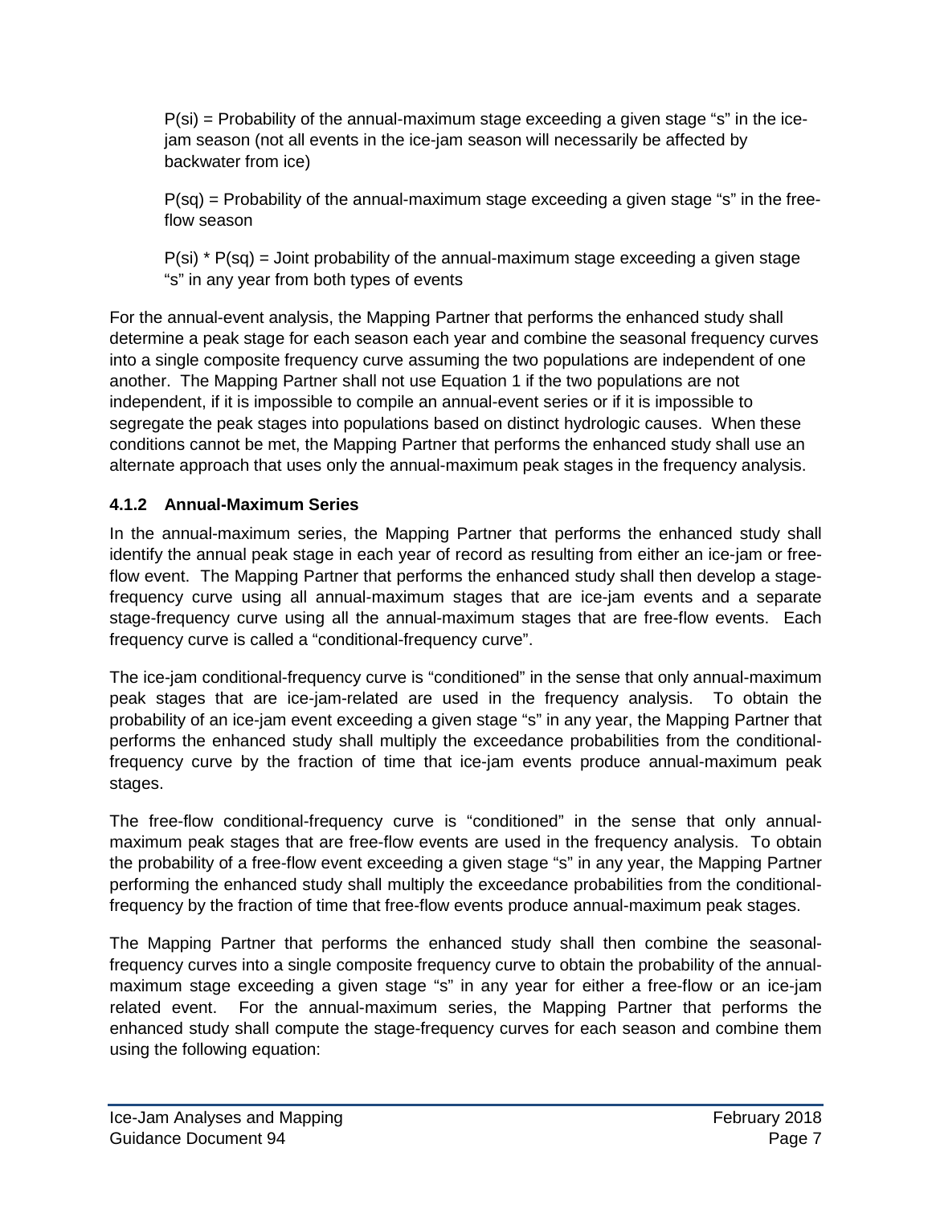$P(si)$ = Probability of the annual-maximum stage exceeding a given stage "s" in the ice-jam season (not all events in the ice-jam season will necessarily be affected by backwater from ice)

$P(sq)$ = Probability of the annual-maximum stage exceeding a given stage "s" in the free-flow season

$P(si) * P(sq)$ = Joint probability of the annual-maximum stage exceeding a given stage "s" in any year from both types of events

For the annual-event analysis, the Mapping Partner that performs the enhanced study shall determine a peak stage for each season each year and combine the seasonal frequency curves into a single composite frequency curve assuming the two populations are independent of one another. The Mapping Partner shall not use Equation 1 if the two populations are not independent, if it is impossible to compile an annual-event series or if it is impossible to segregate the peak stages into populations based on distinct hydrologic causes. When these conditions cannot be met, the Mapping Partner that performs the enhanced study shall use an alternate approach that uses only the annual-maximum peak stages in the frequency analysis.

### 4.1.2 Annual-Maximum Series

In the annual-maximum series, the Mapping Partner that performs the enhanced study shall identify the annual peak stage in each year of record as resulting from either an ice-jam or free-flow event. The Mapping Partner that performs the enhanced study shall then develop a stage-frequency curve using all annual-maximum stages that are ice-jam events and a separate stage-frequency curve using all the annual-maximum stages that are free-flow events. Each frequency curve is called a "conditional-frequency curve".

The ice-jam conditional-frequency curve is "conditioned" in the sense that only annual-maximum peak stages that are ice-jam-related are used in the frequency analysis. To obtain the probability of an ice-jam event exceeding a given stage "s" in any year, the Mapping Partner that performs the enhanced study shall multiply the exceedance probabilities from the conditional-frequency curve by the fraction of time that ice-jam events produce annual-maximum peak stages.

The free-flow conditional-frequency curve is "conditioned" in the sense that only annual-maximum peak stages that are free-flow events are used in the frequency analysis. To obtain the probability of a free-flow event exceeding a given stage "s" in any year, the Mapping Partner performing the enhanced study shall multiply the exceedance probabilities from the conditional-frequency by the fraction of time that free-flow events produce annual-maximum peak stages.

The Mapping Partner that performs the enhanced study shall then combine the seasonal-frequency curves into a single composite frequency curve to obtain the probability of the annual-maximum stage exceeding a given stage "s" in any year for either a free-flow or an ice-jam related event. For the annual-maximum series, the Mapping Partner that performs the enhanced study shall compute the stage-frequency curves for each season and combine them using the following equation: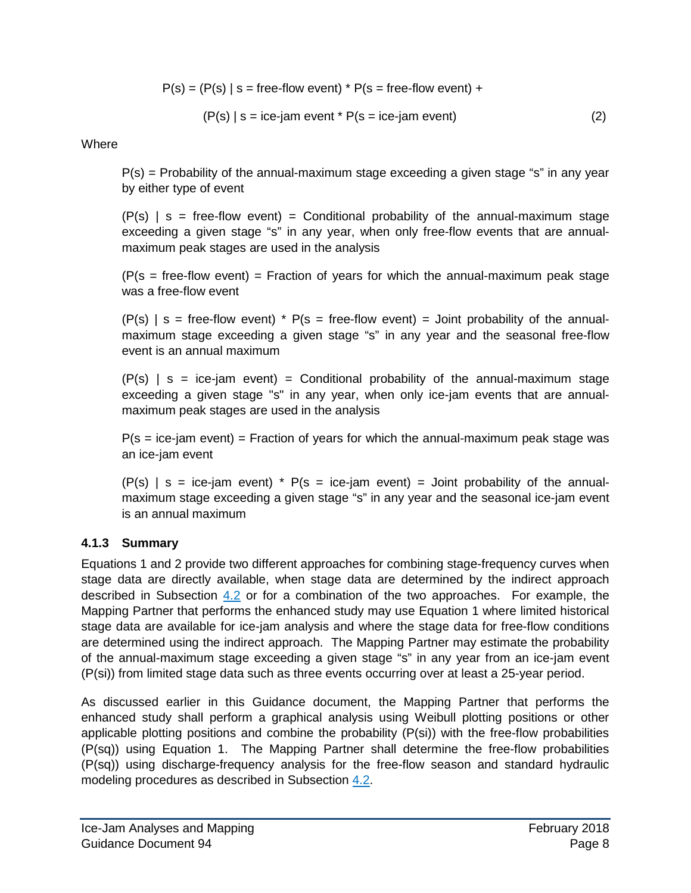$$P(s) = (P(s) \mid s = \text{free-flow event}) * P(s = \text{free-flow event}) +$$

$$(P(s) \mid s = \text{ice-jam event} * P(s = \text{ice-jam event}) \quad (2)$$

Where

P(s) = Probability of the annual-maximum stage exceeding a given stage "s" in any year by either type of event

(P(s) | s = free-flow event) = Conditional probability of the annual-maximum stage exceeding a given stage "s" in any year, when only free-flow events that are annual-maximum peak stages are used in the analysis

(P(s = free-flow event) = Fraction of years for which the annual-maximum peak stage was a free-flow event

(P(s) | s = free-flow event) * P(s = free-flow event) = Joint probability of the annual-maximum stage exceeding a given stage "s" in any year and the seasonal free-flow event is an annual maximum

(P(s) | s = ice-jam event) = Conditional probability of the annual-maximum stage exceeding a given stage "s" in any year, when only ice-jam events that are annual-maximum peak stages are used in the analysis

P(s = ice-jam event) = Fraction of years for which the annual-maximum peak stage was an ice-jam event

(P(s) | s = ice-jam event) * P(s = ice-jam event) = Joint probability of the annual-maximum stage exceeding a given stage "s" in any year and the seasonal ice-jam event is an annual maximum

### 4.1.3 Summary

Equations 1 and 2 provide two different approaches for combining stage-frequency curves when stage data are directly available, when stage data are determined by the indirect approach described in Subsection 4.2 or for a combination of the two approaches. For example, the Mapping Partner that performs the enhanced study may use Equation 1 where limited historical stage data are available for ice-jam analysis and where the stage data for free-flow conditions are determined using the indirect approach. The Mapping Partner may estimate the probability of the annual-maximum stage exceeding a given stage "s" in any year from an ice-jam event ($P(s_i)$) from limited stage data such as three events occurring over at least a 25-year period.

As discussed earlier in this Guidance document, the Mapping Partner that performs the enhanced study shall perform a graphical analysis using Weibull plotting positions or other applicable plotting positions and combine the probability ($P(s_i)$) with the free-flow probabilities ($P(s_q)$) using Equation 1. The Mapping Partner shall determine the free-flow probabilities ($P(s_q)$) using discharge-frequency analysis for the free-flow season and standard hydraulic modeling procedures as described in Subsection 4.2.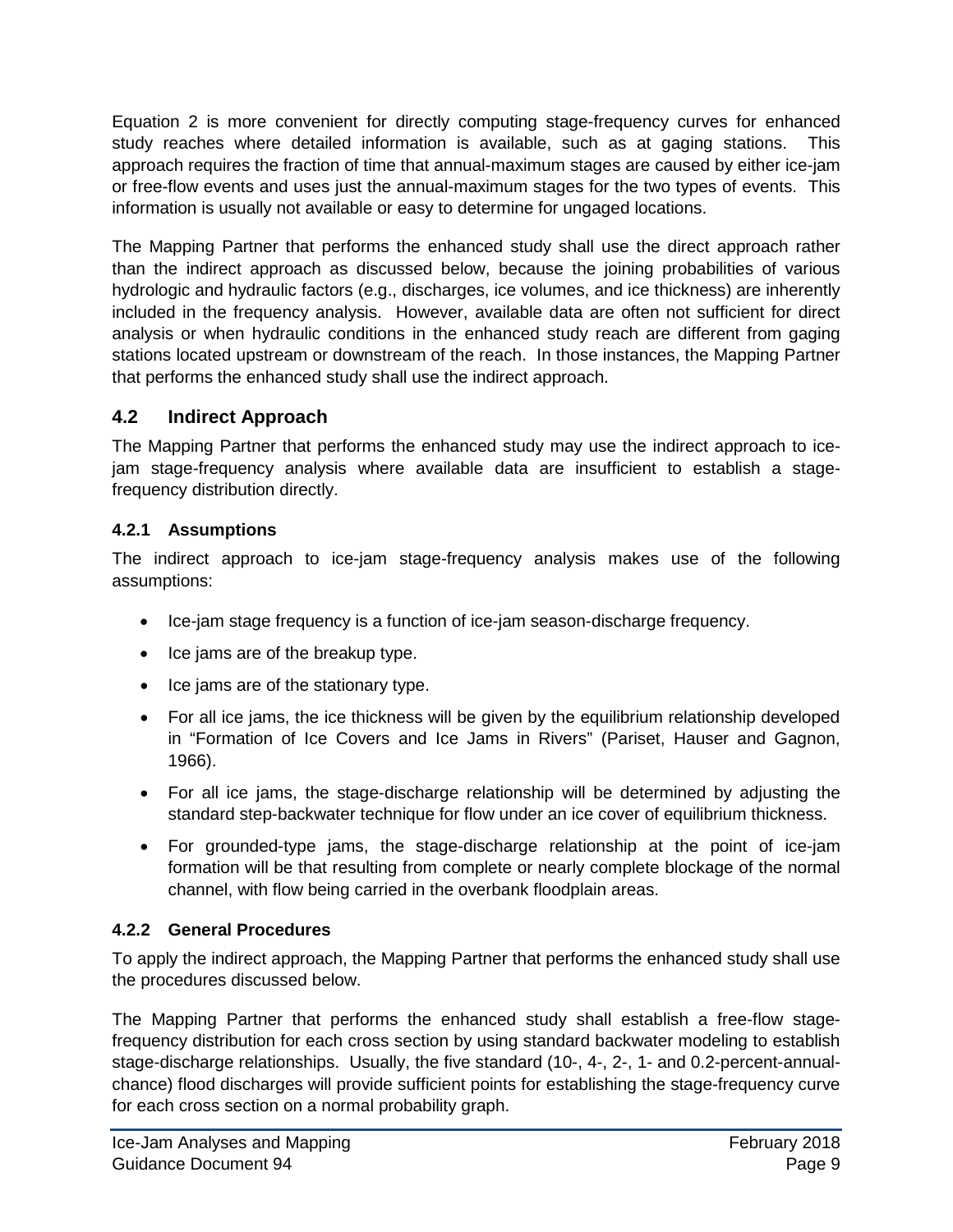Equation 2 is more convenient for directly computing stage-frequency curves for enhanced study reaches where detailed information is available, such as at gaging stations. This approach requires the fraction of time that annual-maximum stages are caused by either ice-jam or free-flow events and uses just the annual-maximum stages for the two types of events. This information is usually not available or easy to determine for ungaged locations.

The Mapping Partner that performs the enhanced study shall use the direct approach rather than the indirect approach as discussed below, because the joining probabilities of various hydrologic and hydraulic factors (e.g., discharges, ice volumes, and ice thickness) are inherently included in the frequency analysis. However, available data are often not sufficient for direct analysis or when hydraulic conditions in the enhanced study reach are different from gaging stations located upstream or downstream of the reach. In those instances, the Mapping Partner that performs the enhanced study shall use the indirect approach.

## 4.2 Indirect Approach

The Mapping Partner that performs the enhanced study may use the indirect approach to ice-jam stage-frequency analysis where available data are insufficient to establish a stage-frequency distribution directly.

### 4.2.1 Assumptions

The indirect approach to ice-jam stage-frequency analysis makes use of the following assumptions:

- Ice-jam stage frequency is a function of ice-jam season-discharge frequency.
- Ice jams are of the breakup type.
- Ice jams are of the stationary type.
- For all ice jams, the ice thickness will be given by the equilibrium relationship developed in "Formation of Ice Covers and Ice Jams in Rivers" (Pariset, Hauser and Gagnon, 1966).
- For all ice jams, the stage-discharge relationship will be determined by adjusting the standard step-backwater technique for flow under an ice cover of equilibrium thickness.
- For grounded-type jams, the stage-discharge relationship at the point of ice-jam formation will be that resulting from complete or nearly complete blockage of the normal channel, with flow being carried in the overbank floodplain areas.

### 4.2.2 General Procedures

To apply the indirect approach, the Mapping Partner that performs the enhanced study shall use the procedures discussed below.

The Mapping Partner that performs the enhanced study shall establish a free-flow stage-frequency distribution for each cross section by using standard backwater modeling to establish stage-discharge relationships. Usually, the five standard (10-, 4-, 2-, 1- and 0.2-percent-annual-chance) flood discharges will provide sufficient points for establishing the stage-frequency curve for each cross section on a normal probability graph.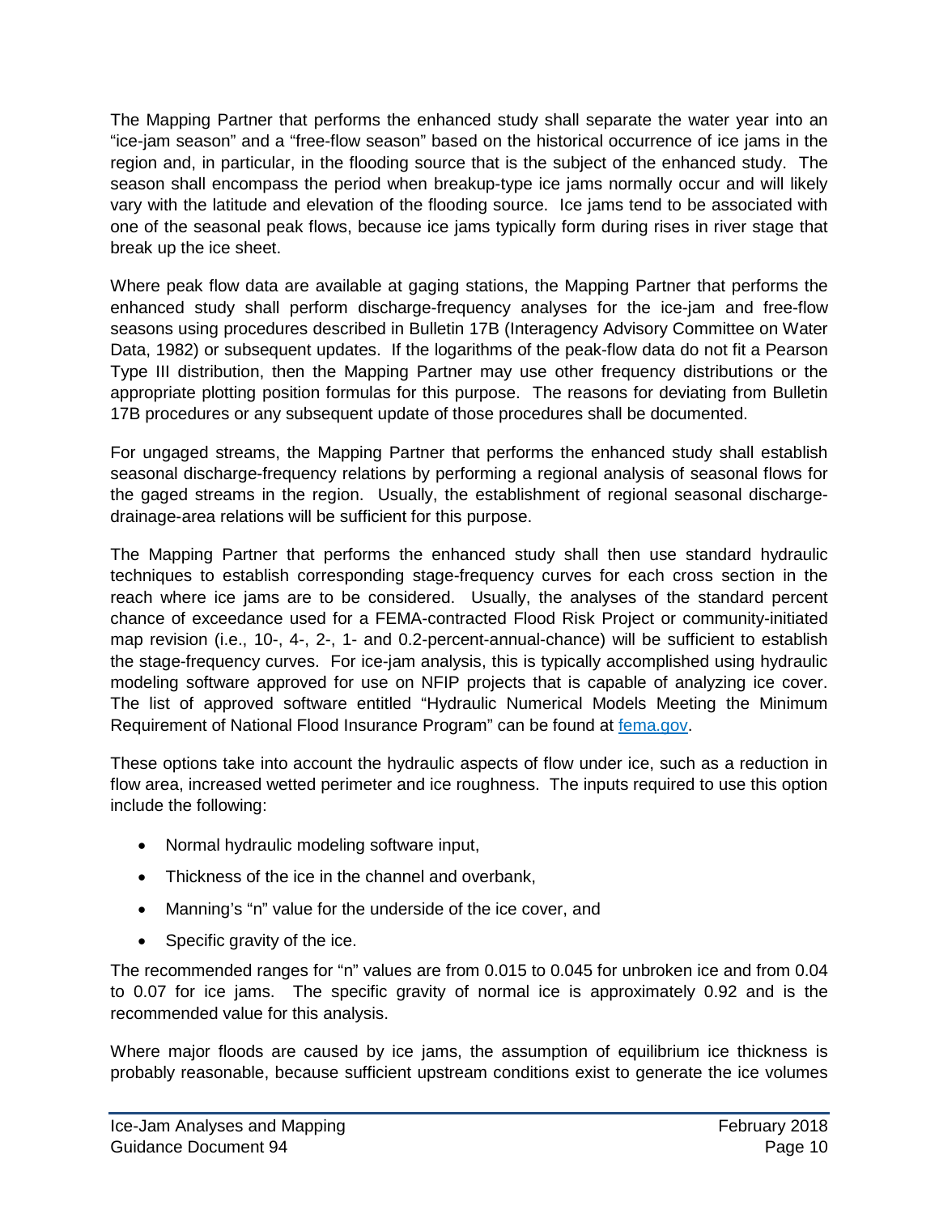The Mapping Partner that performs the enhanced study shall separate the water year into an "ice-jam season" and a "free-flow season" based on the historical occurrence of ice jams in the region and, in particular, in the flooding source that is the subject of the enhanced study. The season shall encompass the period when breakup-type ice jams normally occur and will likely vary with the latitude and elevation of the flooding source. Ice jams tend to be associated with one of the seasonal peak flows, because ice jams typically form during rises in river stage that break up the ice sheet.

Where peak flow data are available at gaging stations, the Mapping Partner that performs the enhanced study shall perform discharge-frequency analyses for the ice-jam and free-flow seasons using procedures described in Bulletin 17B (Interagency Advisory Committee on Water Data, 1982) or subsequent updates. If the logarithms of the peak-flow data do not fit a Pearson Type III distribution, then the Mapping Partner may use other frequency distributions or the appropriate plotting position formulas for this purpose. The reasons for deviating from Bulletin 17B procedures or any subsequent update of those procedures shall be documented.

For ungaged streams, the Mapping Partner that performs the enhanced study shall establish seasonal discharge-frequency relations by performing a regional analysis of seasonal flows for the gaged streams in the region. Usually, the establishment of regional seasonal discharge-drainage-area relations will be sufficient for this purpose.

The Mapping Partner that performs the enhanced study shall then use standard hydraulic techniques to establish corresponding stage-frequency curves for each cross section in the reach where ice jams are to be considered. Usually, the analyses of the standard percent chance of exceedance used for a FEMA-contracted Flood Risk Project or community-initiated map revision (i.e., 10-, 4-, 2-, 1- and 0.2-percent-annual-chance) will be sufficient to establish the stage-frequency curves. For ice-jam analysis, this is typically accomplished using hydraulic modeling software approved for use on NFIP projects that is capable of analyzing ice cover. The list of approved software entitled "Hydraulic Numerical Models Meeting the Minimum Requirement of National Flood Insurance Program" can be found at [fema.gov](fema.gov).

These options take into account the hydraulic aspects of flow under ice, such as a reduction in flow area, increased wetted perimeter and ice roughness. The inputs required to use this option include the following:

- Normal hydraulic modeling software input,
- Thickness of the ice in the channel and overbank,
- Manning's "n" value for the underside of the ice cover, and
- Specific gravity of the ice.

The recommended ranges for "n" values are from 0.015 to 0.045 for unbroken ice and from 0.04 to 0.07 for ice jams. The specific gravity of normal ice is approximately 0.92 and is the recommended value for this analysis.

Where major floods are caused by ice jams, the assumption of equilibrium ice thickness is probably reasonable, because sufficient upstream conditions exist to generate the ice volumes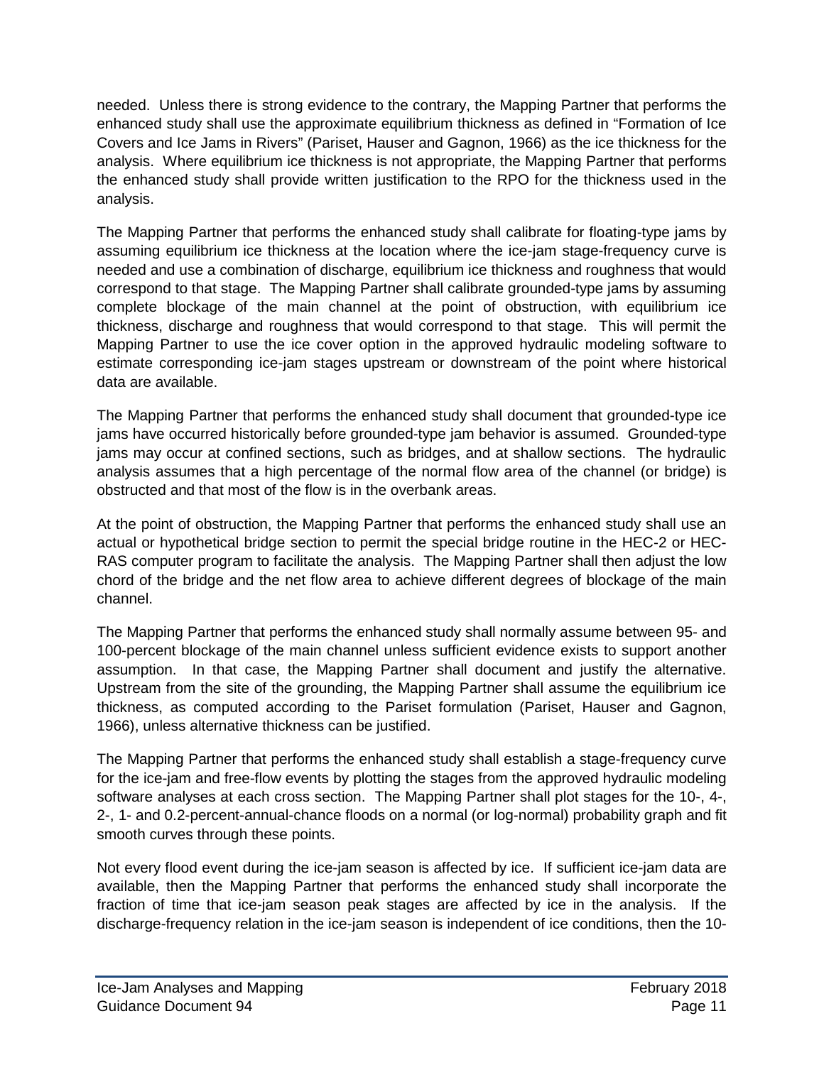needed. Unless there is strong evidence to the contrary, the Mapping Partner that performs the enhanced study shall use the approximate equilibrium thickness as defined in "Formation of Ice Covers and Ice Jams in Rivers" (Pariset, Hauser and Gagnon, 1966) as the ice thickness for the analysis. Where equilibrium ice thickness is not appropriate, the Mapping Partner that performs the enhanced study shall provide written justification to the RPO for the thickness used in the analysis.

The Mapping Partner that performs the enhanced study shall calibrate for floating-type jams by assuming equilibrium ice thickness at the location where the ice-jam stage-frequency curve is needed and use a combination of discharge, equilibrium ice thickness and roughness that would correspond to that stage. The Mapping Partner shall calibrate grounded-type jams by assuming complete blockage of the main channel at the point of obstruction, with equilibrium ice thickness, discharge and roughness that would correspond to that stage. This will permit the Mapping Partner to use the ice cover option in the approved hydraulic modeling software to estimate corresponding ice-jam stages upstream or downstream of the point where historical data are available.

The Mapping Partner that performs the enhanced study shall document that grounded-type ice jams have occurred historically before grounded-type jam behavior is assumed. Grounded-type jams may occur at confined sections, such as bridges, and at shallow sections. The hydraulic analysis assumes that a high percentage of the normal flow area of the channel (or bridge) is obstructed and that most of the flow is in the overbank areas.

At the point of obstruction, the Mapping Partner that performs the enhanced study shall use an actual or hypothetical bridge section to permit the special bridge routine in the HEC-2 or HEC-RAS computer program to facilitate the analysis. The Mapping Partner shall then adjust the low chord of the bridge and the net flow area to achieve different degrees of blockage of the main channel.

The Mapping Partner that performs the enhanced study shall normally assume between 95- and 100-percent blockage of the main channel unless sufficient evidence exists to support another assumption. In that case, the Mapping Partner shall document and justify the alternative. Upstream from the site of the grounding, the Mapping Partner shall assume the equilibrium ice thickness, as computed according to the Pariset formulation (Pariset, Hauser and Gagnon, 1966), unless alternative thickness can be justified.

The Mapping Partner that performs the enhanced study shall establish a stage-frequency curve for the ice-jam and free-flow events by plotting the stages from the approved hydraulic modeling software analyses at each cross section. The Mapping Partner shall plot stages for the 10-, 4-, 2-, 1- and 0.2-percent-annual-chance floods on a normal (or log-normal) probability graph and fit smooth curves through these points.

Not every flood event during the ice-jam season is affected by ice. If sufficient ice-jam data are available, then the Mapping Partner that performs the enhanced study shall incorporate the fraction of time that ice-jam season peak stages are affected by ice in the analysis. If the discharge-frequency relation in the ice-jam season is independent of ice conditions, then the 10-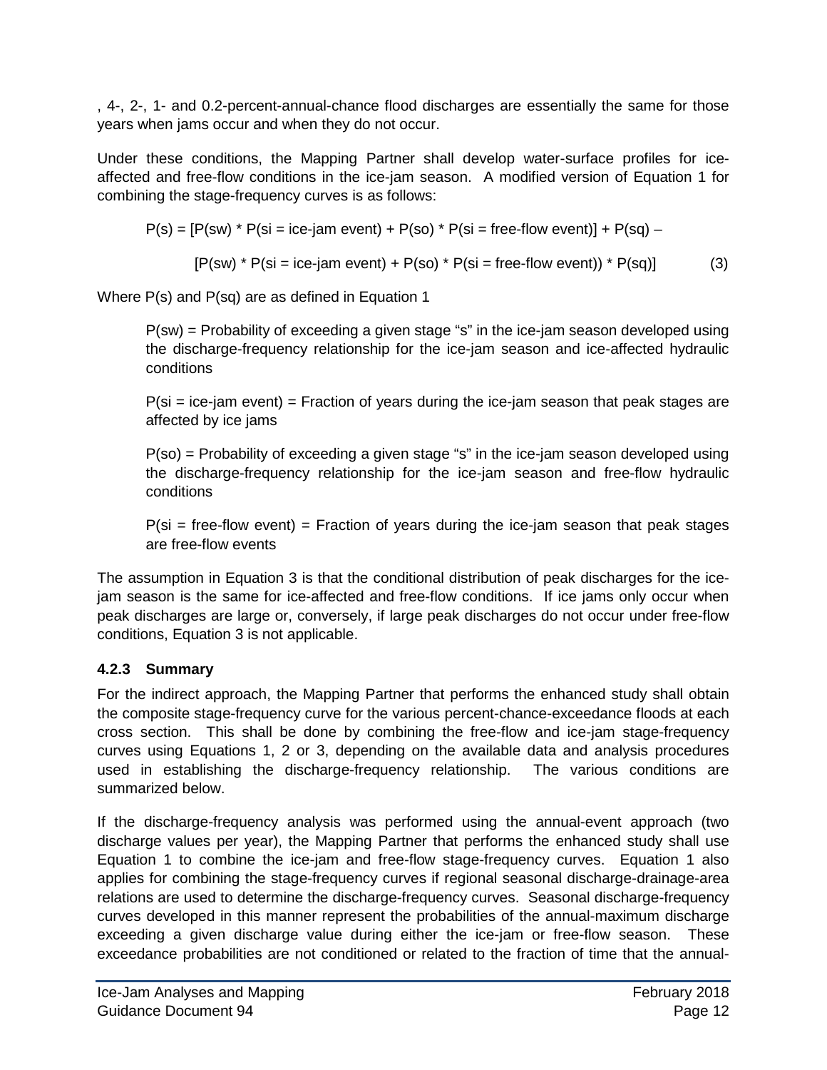, 4-, 2-, 1- and 0.2-percent-annual-chance flood discharges are essentially the same for those years when jams occur and when they do not occur.

Under these conditions, the Mapping Partner shall develop water-surface profiles for ice-affected and free-flow conditions in the ice-jam season. A modified version of Equation 1 for combining the stage-frequency curves is as follows:

$$P(s) = [P(sw) * P(si = \text{ice-jam event}) + P(so) * P(si = \text{free-flow event})] + P(sq) - [P(sw) * P(si = \text{ice-jam event}) + P(so) * P(si = \text{free-flow event})) * P(sq)] \quad (3)$$

Where P(s) and P(sq) are as defined in Equation 1

P(sw) = Probability of exceeding a given stage "s" in the ice-jam season developed using the discharge-frequency relationship for the ice-jam season and ice-affected hydraulic conditions

P(si = ice-jam event) = Fraction of years during the ice-jam season that peak stages are affected by ice jams

P(so) = Probability of exceeding a given stage "s" in the ice-jam season developed using the discharge-frequency relationship for the ice-jam season and free-flow hydraulic conditions

P(si = free-flow event) = Fraction of years during the ice-jam season that peak stages are free-flow events

The assumption in Equation 3 is that the conditional distribution of peak discharges for the ice-jam season is the same for ice-affected and free-flow conditions. If ice jams only occur when peak discharges are large or, conversely, if large peak discharges do not occur under free-flow conditions, Equation 3 is not applicable.

### 4.2.3 Summary

For the indirect approach, the Mapping Partner that performs the enhanced study shall obtain the composite stage-frequency curve for the various percent-chance-exceedance floods at each cross section. This shall be done by combining the free-flow and ice-jam stage-frequency curves using Equations 1, 2 or 3, depending on the available data and analysis procedures used in establishing the discharge-frequency relationship. The various conditions are summarized below.

If the discharge-frequency analysis was performed using the annual-event approach (two discharge values per year), the Mapping Partner that performs the enhanced study shall use Equation 1 to combine the ice-jam and free-flow stage-frequency curves. Equation 1 also applies for combining the stage-frequency curves if regional seasonal discharge-drainage-area relations are used to determine the discharge-frequency curves. Seasonal discharge-frequency curves developed in this manner represent the probabilities of the annual-maximum discharge exceeding a given discharge value during either the ice-jam or free-flow season. These exceedance probabilities are not conditioned or related to the fraction of time that the annual-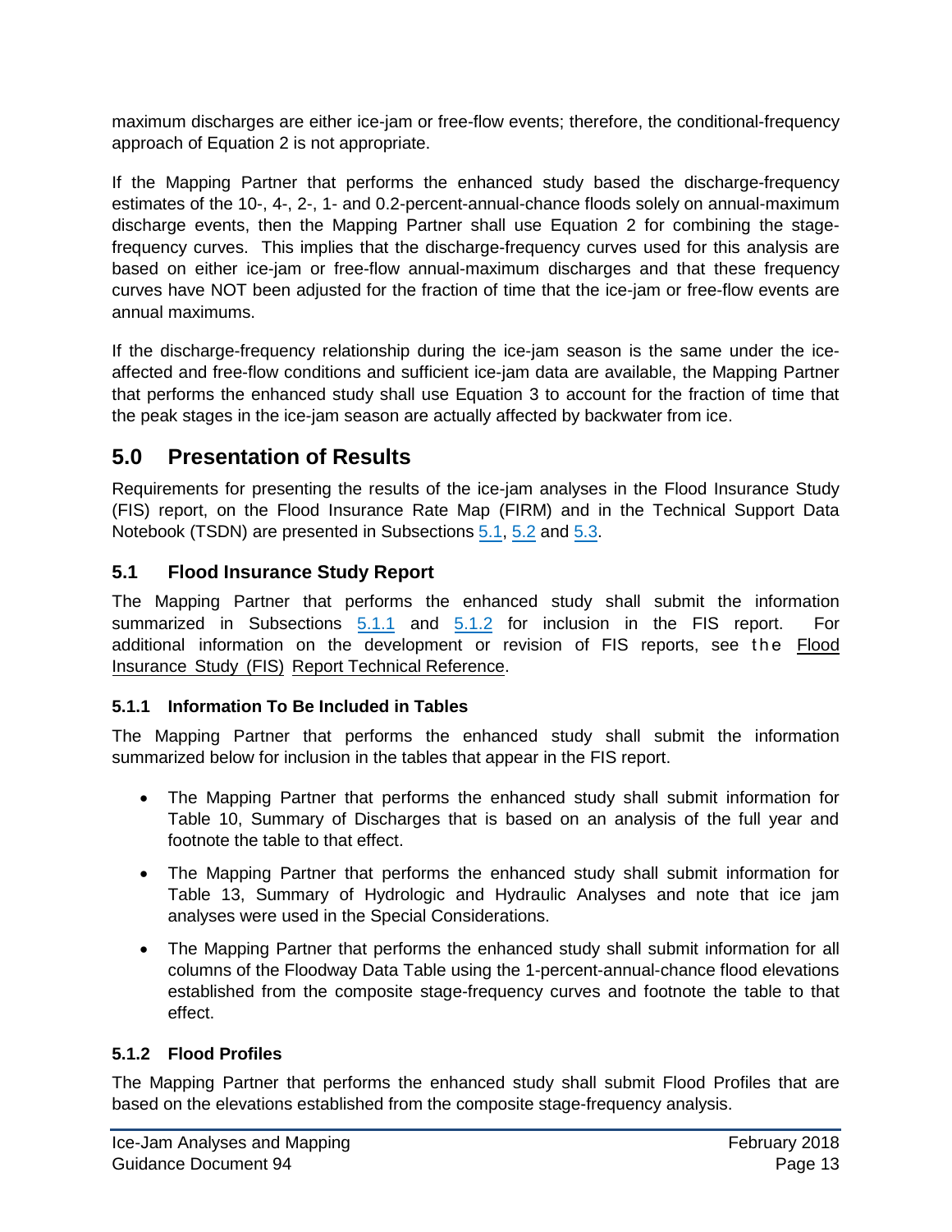maximum discharges are either ice-jam or free-flow events; therefore, the conditional-frequency approach of Equation 2 is not appropriate.

If the Mapping Partner that performs the enhanced study based the discharge-frequency estimates of the 10-, 4-, 2-, 1- and 0.2-percent-annual-chance floods solely on annual-maximum discharge events, then the Mapping Partner shall use Equation 2 for combining the stage-frequency curves. This implies that the discharge-frequency curves used for this analysis are based on either ice-jam or free-flow annual-maximum discharges and that these frequency curves have NOT been adjusted for the fraction of time that the ice-jam or free-flow events are annual maximums.

If the discharge-frequency relationship during the ice-jam season is the same under the ice-affected and free-flow conditions and sufficient ice-jam data are available, the Mapping Partner that performs the enhanced study shall use Equation 3 to account for the fraction of time that the peak stages in the ice-jam season are actually affected by backwater from ice.

# 5.0 Presentation of Results

Requirements for presenting the results of the ice-jam analyses in the Flood Insurance Study (FIS) report, on the Flood Insurance Rate Map (FIRM) and in the Technical Support Data Notebook (TSDN) are presented in Subsections 5.1, 5.2 and 5.3.

## 5.1 Flood Insurance Study Report

The Mapping Partner that performs the enhanced study shall submit the information summarized in Subsections 5.1.1 and 5.1.2 for inclusion in the FIS report. For additional information on the development or revision of FIS reports, see the Flood Insurance Study (FIS) Report Technical Reference.

### 5.1.1 Information To Be Included in Tables

The Mapping Partner that performs the enhanced study shall submit the information summarized below for inclusion in the tables that appear in the FIS report.

- The Mapping Partner that performs the enhanced study shall submit information for Table 10, Summary of Discharges that is based on an analysis of the full year and footnote the table to that effect.
- The Mapping Partner that performs the enhanced study shall submit information for Table 13, Summary of Hydrologic and Hydraulic Analyses and note that ice jam analyses were used in the Special Considerations.
- The Mapping Partner that performs the enhanced study shall submit information for all columns of the Floodway Data Table using the 1-percent-annual-chance flood elevations established from the composite stage-frequency curves and footnote the table to that effect.

### 5.1.2 Flood Profiles

The Mapping Partner that performs the enhanced study shall submit Flood Profiles that are based on the elevations established from the composite stage-frequency analysis.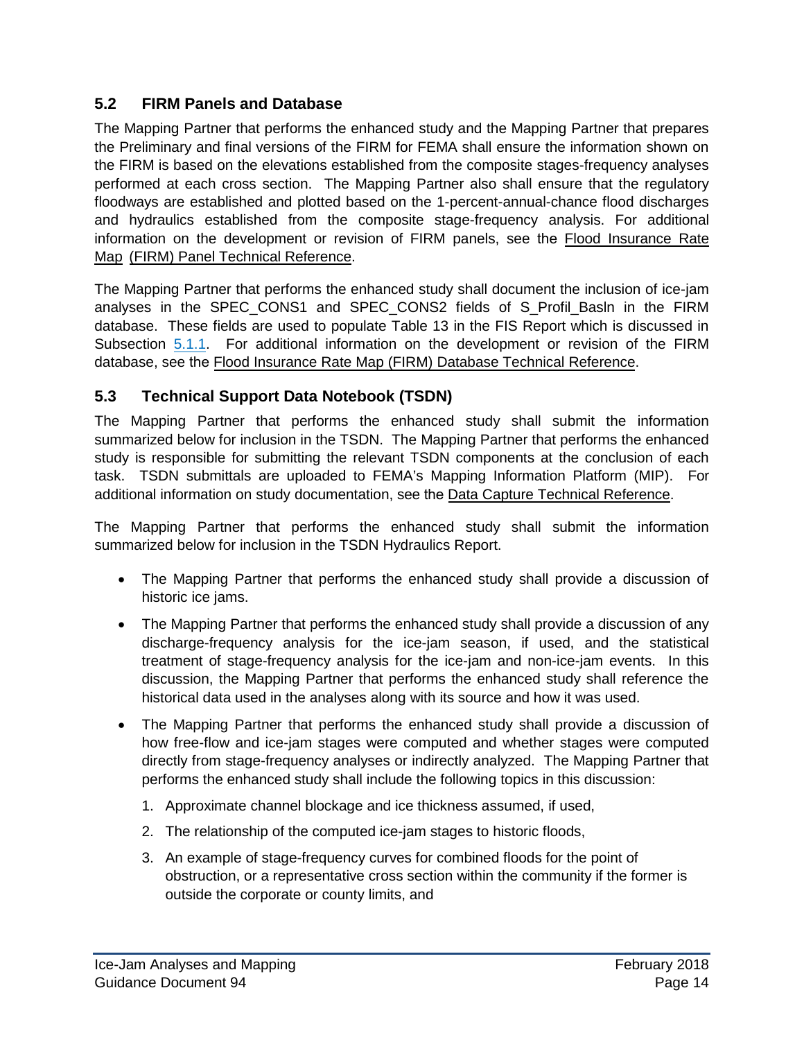## 5.2 FIRM Panels and Database

The Mapping Partner that performs the enhanced study and the Mapping Partner that prepares the Preliminary and final versions of the FIRM for FEMA shall ensure the information shown on the FIRM is based on the elevations established from the composite stages-frequency analyses performed at each cross section. The Mapping Partner also shall ensure that the regulatory floodways are established and plotted based on the 1-percent-annual-chance flood discharges and hydraulics established from the composite stage-frequency analysis. For additional information on the development or revision of FIRM panels, see the Flood Insurance Rate Map (FIRM) Panel Technical Reference.

The Mapping Partner that performs the enhanced study shall document the inclusion of ice-jam analyses in the SPEC_CONS1 and SPEC_CONS2 fields of S_Profil_Basln in the FIRM database. These fields are used to populate Table 13 in the FIS Report which is discussed in Subsection 5.1.1. For additional information on the development or revision of the FIRM database, see the Flood Insurance Rate Map (FIRM) Database Technical Reference.

## 5.3 Technical Support Data Notebook (TSDN)

The Mapping Partner that performs the enhanced study shall submit the information summarized below for inclusion in the TSDN. The Mapping Partner that performs the enhanced study is responsible for submitting the relevant TSDN components at the conclusion of each task. TSDN submittals are uploaded to FEMA's Mapping Information Platform (MIP). For additional information on study documentation, see the Data Capture Technical Reference.

The Mapping Partner that performs the enhanced study shall submit the information summarized below for inclusion in the TSDN Hydraulics Report.

- The Mapping Partner that performs the enhanced study shall provide a discussion of historic ice jams.
- The Mapping Partner that performs the enhanced study shall provide a discussion of any discharge-frequency analysis for the ice-jam season, if used, and the statistical treatment of stage-frequency analysis for the ice-jam and non-ice-jam events. In this discussion, the Mapping Partner that performs the enhanced study shall reference the historical data used in the analyses along with its source and how it was used.
- The Mapping Partner that performs the enhanced study shall provide a discussion of how free-flow and ice-jam stages were computed and whether stages were computed directly from stage-frequency analyses or indirectly analyzed. The Mapping Partner that performs the enhanced study shall include the following topics in this discussion:
  1. Approximate channel blockage and ice thickness assumed, if used,
  2. The relationship of the computed ice-jam stages to historic floods,
  3. An example of stage-frequency curves for combined floods for the point of obstruction, or a representative cross section within the community if the former is outside the corporate or county limits, and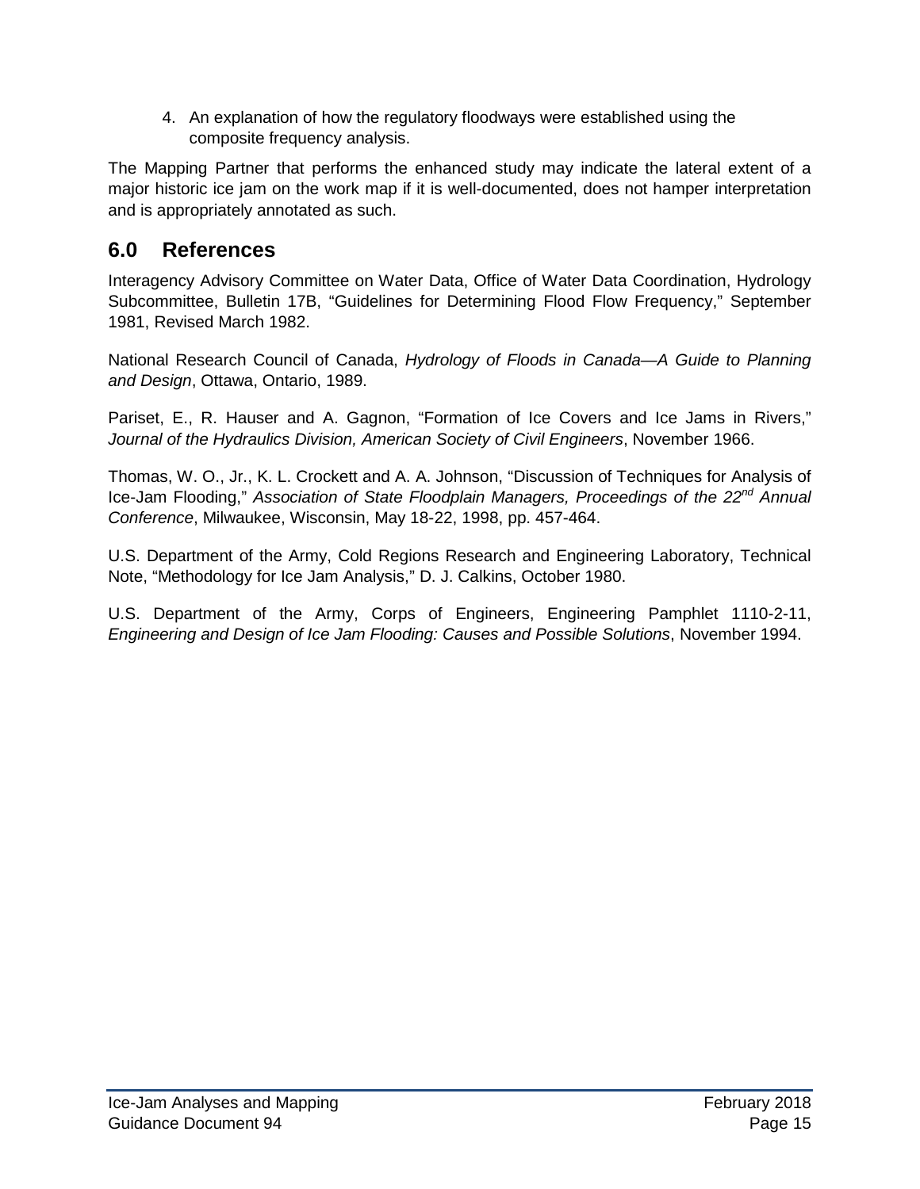4. An explanation of how the regulatory floodways were established using the composite frequency analysis.

The Mapping Partner that performs the enhanced study may indicate the lateral extent of a major historic ice jam on the work map if it is well-documented, does not hamper interpretation and is appropriately annotated as such.

## 6.0 References

Interagency Advisory Committee on Water Data, Office of Water Data Coordination, Hydrology Subcommittee, Bulletin 17B, "Guidelines for Determining Flood Flow Frequency," September 1981, Revised March 1982.

National Research Council of Canada, *Hydrology of Floods in Canada—A Guide to Planning and Design*, Ottawa, Ontario, 1989.

Pariset, E., R. Hauser and A. Gagnon, "Formation of Ice Covers and Ice Jams in Rivers," *Journal of the Hydraulics Division, American Society of Civil Engineers*, November 1966.

Thomas, W. O., Jr., K. L. Crockett and A. A. Johnson, "Discussion of Techniques for Analysis of Ice-Jam Flooding," *Association of State Floodplain Managers, Proceedings of the 22nd Annual Conference*, Milwaukee, Wisconsin, May 18-22, 1998, pp. 457-464.

U.S. Department of the Army, Cold Regions Research and Engineering Laboratory, Technical Note, "Methodology for Ice Jam Analysis," D. J. Calkins, October 1980.

U.S. Department of the Army, Corps of Engineers, Engineering Pamphlet 1110-2-11, *Engineering and Design of Ice Jam Flooding: Causes and Possible Solutions*, November 1994.